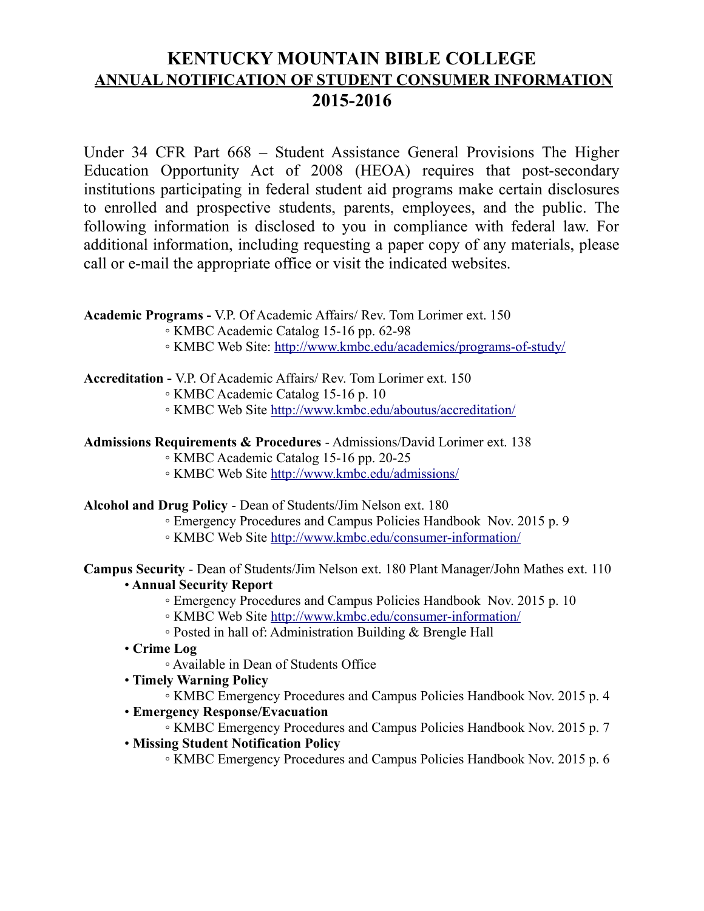# KENTUCKY MOUNTAIN BIBLE COLLEGE

## ANNUAL NOTIFICATION OF STUDENT CONSUMER INFORMATION

## 2015-2016

Under 34 CFR Part 668 – Student Assistance General Provisions The Higher Education Opportunity Act of 2008 (HEOA) requires that post-secondary institutions participating in federal student aid programs make certain disclosures to enrolled and prospective students, parents, employees, and the public. The following information is disclosed to you in compliance with federal law. For additional information, including requesting a paper copy of any materials, please call or e-mail the appropriate office or visit the indicated websites.

**Academic Programs -** V.P. Of Academic Affairs/ Rev. Tom Lorimer ext. 150

- ◦ KMBC Academic Catalog 15-16 pp. 62-98
- ◦ KMBC Web Site: http://www.kmbc.edu/academics/programs-of-study/

**Accreditation -** V.P. Of Academic Affairs/ Rev. Tom Lorimer ext. 150

- ◦ KMBC Academic Catalog 15-16 p. 10
- ◦ KMBC Web Site http://www.kmbc.edu/aboutus/accreditation/

**Admissions Requirements & Procedures** - Admissions/David Lorimer ext. 138

- ◦ KMBC Academic Catalog 15-16 pp. 20-25
- ◦ KMBC Web Site http://www.kmbc.edu/admissions/

**Alcohol and Drug Policy** - Dean of Students/Jim Nelson ext. 180

- ◦ Emergency Procedures and Campus Policies Handbook Nov. 2015 p. 9
- ◦ KMBC Web Site http://www.kmbc.edu/consumer-information/

**Campus Security** - Dean of Students/Jim Nelson ext. 180 Plant Manager/John Mathes ext. 110

- • **Annual Security Report**
  - ◦ Emergency Procedures and Campus Policies Handbook Nov. 2015 p. 10
  - ◦ KMBC Web Site http://www.kmbc.edu/consumer-information/
  - ◦ Posted in hall of: Administration Building & Brengle Hall
- • **Crime Log**
  - ◦ Available in Dean of Students Office
- • **Timely Warning Policy**
  - ◦ KMBC Emergency Procedures and Campus Policies Handbook Nov. 2015 p. 4
- • **Emergency Response/Evacuation**
  - ◦ KMBC Emergency Procedures and Campus Policies Handbook Nov. 2015 p. 7
- • **Missing Student Notification Policy**
  - ◦ KMBC Emergency Procedures and Campus Policies Handbook Nov. 2015 p. 6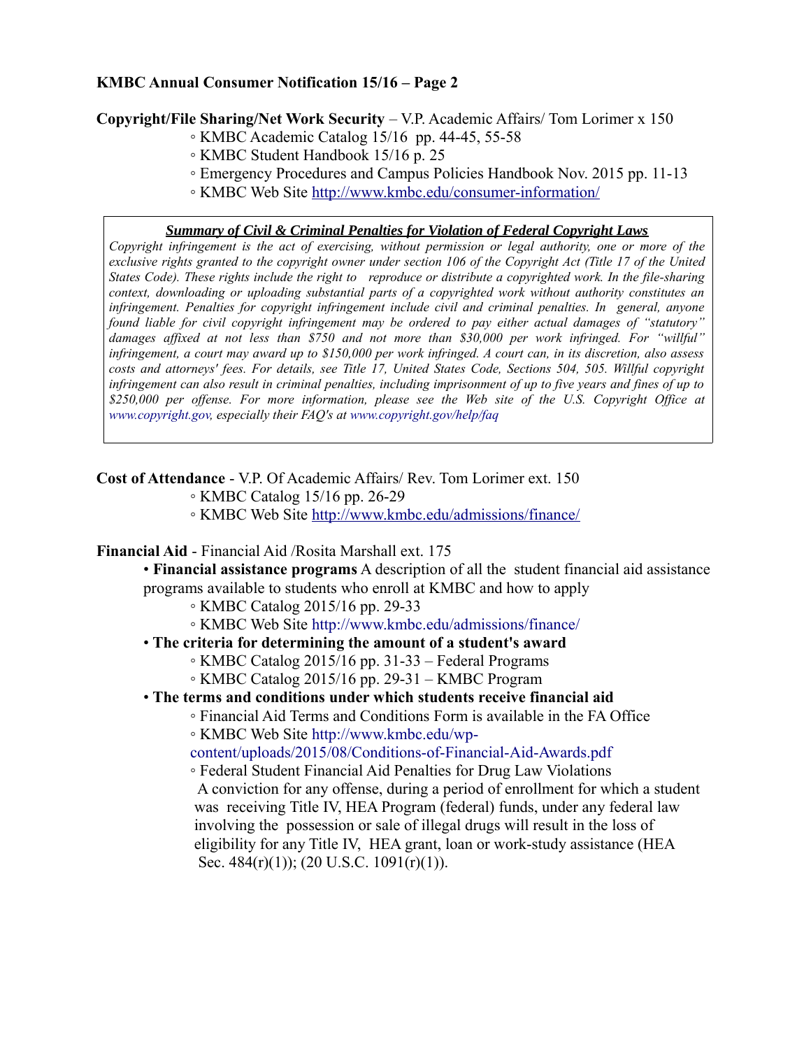**KMBC Annual Consumer Notification 15/16 – Page 2**

**Copyright/File Sharing/Net Work Security** – V.P. Academic Affairs/ Tom Lorimer x 150

- ◦ KMBC Academic Catalog 15/16 pp. 44-45, 55-58
- ◦ KMBC Student Handbook 15/16 p. 25
- ◦ Emergency Procedures and Campus Policies Handbook Nov. 2015 pp. 11-13
- ◦ KMBC Web Site http://www.kmbc.edu/consumer-information/

***Summary of Civil & Criminal Penalties for Violation of Federal Copyright Laws***

*Copyright infringement is the act of exercising, without permission or legal authority, one or more of the exclusive rights granted to the copyright owner under section 106 of the Copyright Act (Title 17 of the United States Code). These rights include the right to reproduce or distribute a copyrighted work. In the file-sharing context, downloading or uploading substantial parts of a copyrighted work without authority constitutes an infringement. Penalties for copyright infringement include civil and criminal penalties. In general, anyone found liable for civil copyright infringement may be ordered to pay either actual damages of "statutory" damages affixed at not less than $750 and not more than $30,000 per work infringed. For "willful" infringement, a court may award up to $150,000 per work infringed. A court can, in its discretion, also assess costs and attorneys' fees. For details, see Title 17, United States Code, Sections 504, 505. Willful copyright infringement can also result in criminal penalties, including imprisonment of up to five years and fines of up to $250,000 per offense. For more information, please see the Web site of the U.S. Copyright Office at www.copyright.gov, especially their FAQ's at www.copyright.gov/help/faq*

**Cost of Attendance** - V.P. Of Academic Affairs/ Rev. Tom Lorimer ext. 150

- ◦ KMBC Catalog 15/16 pp. 26-29
- ◦ KMBC Web Site http://www.kmbc.edu/admissions/finance/

**Financial Aid** - Financial Aid /Rosita Marshall ext. 175

- **Financial assistance programs** A description of all the student financial aid assistance programs available to students who enroll at KMBC and how to apply
  - ◦ KMBC Catalog 2015/16 pp. 29-33
  - ◦ KMBC Web Site http://www.kmbc.edu/admissions/finance/
- **The criteria for determining the amount of a student's award**
  - ◦ KMBC Catalog 2015/16 pp. 31-33 – Federal Programs
  - ◦ KMBC Catalog 2015/16 pp. 29-31 – KMBC Program
- **The terms and conditions under which students receive financial aid**
  - ◦ Financial Aid Terms and Conditions Form is available in the FA Office
  - ◦ KMBC Web Site http://www.kmbc.edu/wp-content/uploads/2015/08/Conditions-of-Financial-Aid-Awards.pdf
  - ◦ Federal Student Financial Aid Penalties for Drug Law Violations
    A conviction for any offense, during a period of enrollment for which a student was receiving Title IV, HEA Program (federal) funds, under any federal law involving the possession or sale of illegal drugs will result in the loss of eligibility for any Title IV, HEA grant, loan or work-study assistance (HEA Sec. 484(r)(1)); (20 U.S.C. 1091(r)(1)).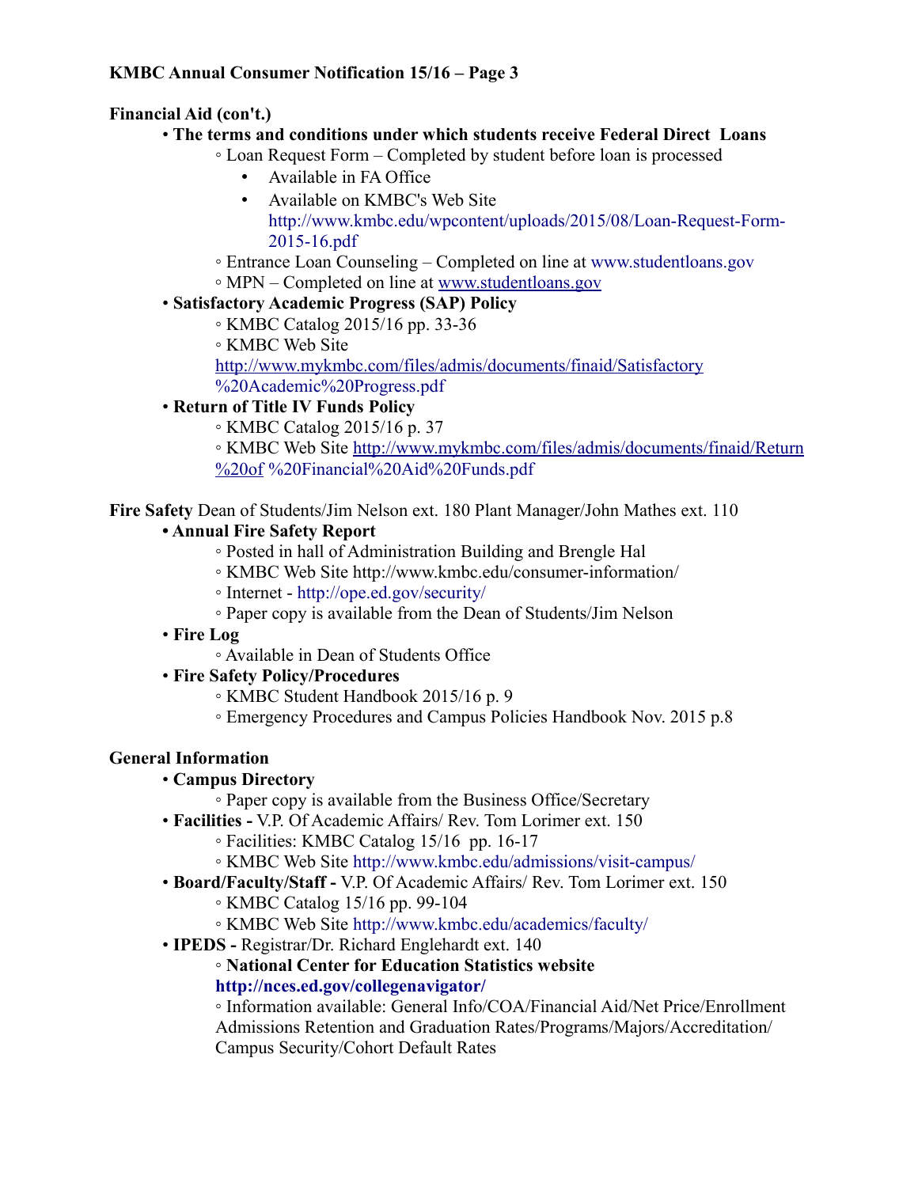**Financial Aid (con't.)**

- **The terms and conditions under which students receive Federal Direct Loans**
  - Loan Request Form – Completed by student before loan is processed
    - Available in FA Office
    - Available on KMBC's Web Site http://www.kmbc.edu/wpcontent/uploads/2015/08/Loan-Request-Form-2015-16.pdf
  - Entrance Loan Counseling – Completed on line at www.studentloans.gov
  - MPN – Completed on line at www.studentloans.gov
- **Satisfactory Academic Progress (SAP) Policy**
  - KMBC Catalog 2015/16 pp. 33-36
  - KMBC Web Site http://www.mykmbc.com/files/admis/documents/finaid/Satisfactory%20Academic%20Progress.pdf
- **Return of Title IV Funds Policy**
  - KMBC Catalog 2015/16 p. 37
  - KMBC Web Site http://www.mykmbc.com/files/admis/documents/finaid/Return%20of %20Financial%20Aid%20Funds.pdf

**Fire Safety** Dean of Students/Jim Nelson ext. 180 Plant Manager/John Mathes ext. 110

- **Annual Fire Safety Report**
  - Posted in hall of Administration Building and Brengle Hal
  - KMBC Web Site http://www.kmbc.edu/consumer-information/
  - Internet - http://ope.ed.gov/security/
  - Paper copy is available from the Dean of Students/Jim Nelson
- **Fire Log**
  - Available in Dean of Students Office
- **Fire Safety Policy/Procedures**
  - KMBC Student Handbook 2015/16 p. 9
  - Emergency Procedures and Campus Policies Handbook Nov. 2015 p.8

**General Information**

- **Campus Directory**
  - Paper copy is available from the Business Office/Secretary
- **Facilities -** V.P. Of Academic Affairs/ Rev. Tom Lorimer ext. 150
  - Facilities: KMBC Catalog 15/16 pp. 16-17
  - KMBC Web Site http://www.kmbc.edu/admissions/visit-campus/
- **Board/Faculty/Staff -** V.P. Of Academic Affairs/ Rev. Tom Lorimer ext. 150
  - KMBC Catalog 15/16 pp. 99-104
  - KMBC Web Site http://www.kmbc.edu/academics/faculty/
- **IPEDS -** Registrar/Dr. Richard Englehardt ext. 140
  - **National Center for Education Statistics website http://nces.ed.gov/collegenavigator/**
  - Information available: General Info/COA/Financial Aid/Net Price/Enrollment Admissions Retention and Graduation Rates/Programs/Majors/Accreditation/ Campus Security/Cohort Default Rates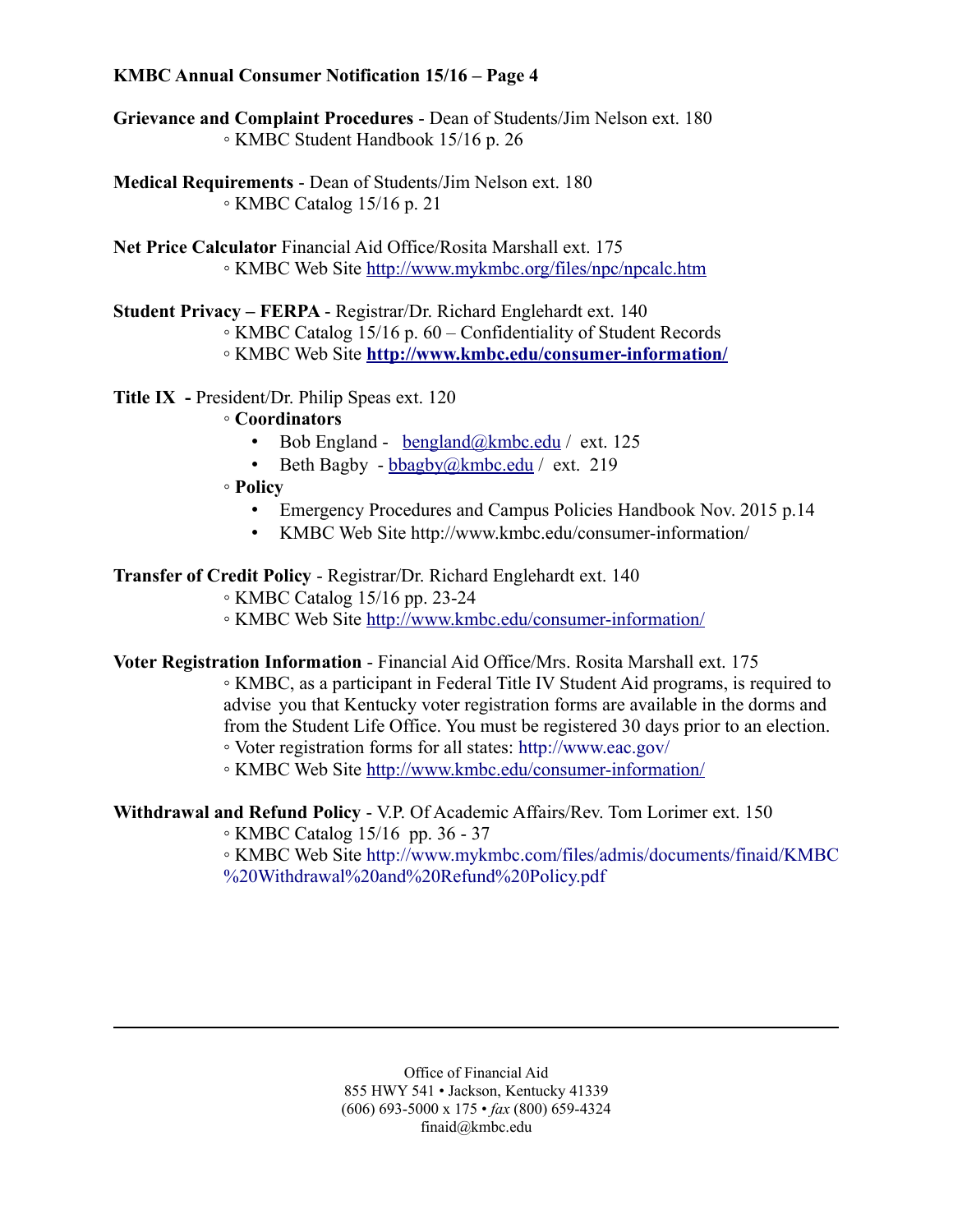**Grievance and Complaint Procedures** - Dean of Students/Jim Nelson ext. 180

◦ KMBC Student Handbook 15/16 p. 26

**Medical Requirements** - Dean of Students/Jim Nelson ext. 180

◦ KMBC Catalog 15/16 p. 21

**Net Price Calculator** Financial Aid Office/Rosita Marshall ext. 175

◦ KMBC Web Site http://www.mykmbc.org/files/npc/npcalc.htm

**Student Privacy – FERPA** - Registrar/Dr. Richard Englehardt ext. 140

◦ KMBC Catalog 15/16 p. 60 – Confidentiality of Student Records

◦ KMBC Web Site **http://www.kmbc.edu/consumer-information/**

**Title IX** - President/Dr. Philip Speas ext. 120

◦ **Coordinators**

- Bob England - bengland@kmbc.edu / ext. 125
- Beth Bagby - bbagby@kmbc.edu / ext. 219

◦ **Policy**

- Emergency Procedures and Campus Policies Handbook Nov. 2015 p.14
- KMBC Web Site http://www.kmbc.edu/consumer-information/

**Transfer of Credit Policy** - Registrar/Dr. Richard Englehardt ext. 140

◦ KMBC Catalog 15/16 pp. 23-24

◦ KMBC Web Site http://www.kmbc.edu/consumer-information/

**Voter Registration Information** - Financial Aid Office/Mrs. Rosita Marshall ext. 175

◦ KMBC, as a participant in Federal Title IV Student Aid programs, is required to advise you that Kentucky voter registration forms are available in the dorms and from the Student Life Office. You must be registered 30 days prior to an election.

◦ Voter registration forms for all states: http://www.eac.gov/

◦ KMBC Web Site http://www.kmbc.edu/consumer-information/

**Withdrawal and Refund Policy** - V.P. Of Academic Affairs/Rev. Tom Lorimer ext. 150

◦ KMBC Catalog 15/16 pp. 36 - 37

◦ KMBC Web Site http://www.mykmbc.com/files/admis/documents/finaid/KMBC%20Withdrawal%20and%20Refund%20Policy.pdf